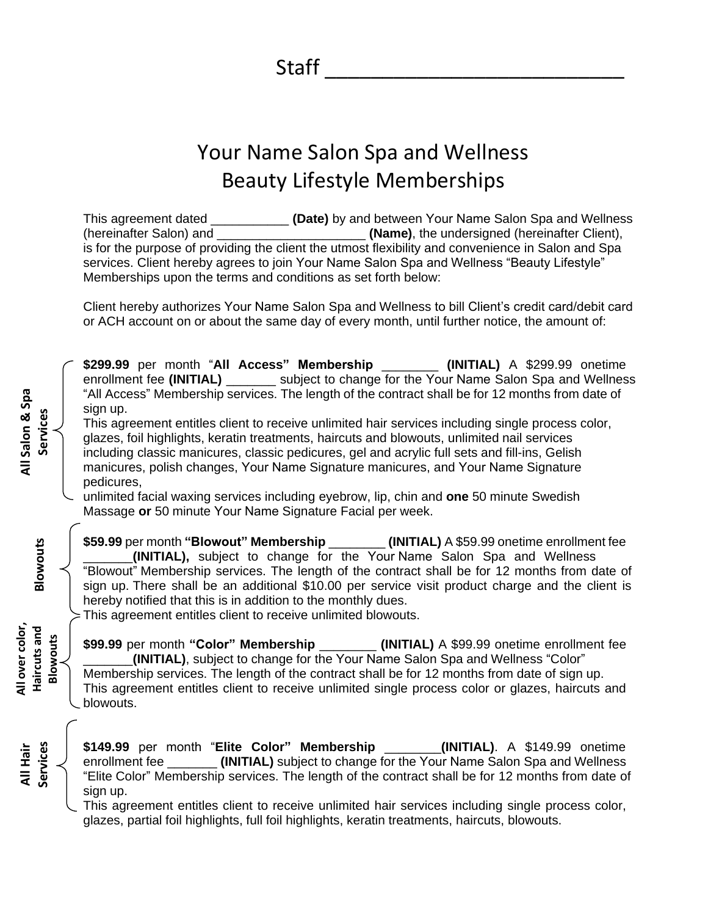Staff ___________________________

# Your Name Salon Spa and Wellness
# Beauty Lifestyle Memberships

This agreement dated ___________ **(Date)** by and between Your Name Salon Spa and Wellness (hereinafter Salon) and _____________________ **(Name)**, the undersigned (hereinafter Client), is for the purpose of providing the client the utmost flexibility and convenience in Salon and Spa services. Client hereby agrees to join Your Name Salon Spa and Wellness "Beauty Lifestyle" Memberships upon the terms and conditions as set forth below:

Client hereby authorizes Your Name Salon Spa and Wellness to bill Client's credit card/debit card or ACH account on or about the same day of every month, until further notice, the amount of:

**All Salon & Spa Services**

**$299.99** per month "**All Access" Membership** ________ **(INITIAL)** A $299.99 onetime enrollment fee **(INITIAL)** _______ subject to change for the Your Name Salon Spa and Wellness "All Access" Membership services. The length of the contract shall be for 12 months from date of sign up.
This agreement entitles client to receive unlimited hair services including single process color, glazes, foil highlights, keratin treatments, haircuts and blowouts, unlimited nail services including classic manicures, classic pedicures, gel and acrylic full sets and fill-ins, Gelish manicures, polish changes, Your Name Signature manicures, and Your Name Signature pedicures,
unlimited facial waxing services including eyebrow, lip, chin and **one** 50 minute Swedish Massage **or** 50 minute Your Name Signature Facial per week.

**Blowouts**

**$59.99** per month **"Blowout" Membership** ________ **(INITIAL)** A $59.99 onetime enrollment fee _______**(INITIAL),** subject to change for the Your Name Salon Spa and Wellness "Blowout" Membership services. The length of the contract shall be for 12 months from date of sign up. There shall be an additional $10.00 per service visit product charge and the client is hereby notified that this is in addition to the monthly dues.
This agreement entitles client to receive unlimited blowouts.

**All over color, Haircuts and Blowouts**

**$99.99** per month **"Color" Membership** ________ **(INITIAL)** A $99.99 onetime enrollment fee _______**(INITIAL)**, subject to change for the Your Name Salon Spa and Wellness "Color" Membership services. The length of the contract shall be for 12 months from date of sign up.
This agreement entitles client to receive unlimited single process color or glazes, haircuts and blowouts.

**All Hair Services**

**$149.99** per month "**Elite Color" Membership** ________**(INITIAL)**. A $149.99 onetime enrollment fee _______ **(INITIAL)** subject to change for the Your Name Salon Spa and Wellness "Elite Color" Membership services. The length of the contract shall be for 12 months from date of sign up.
This agreement entitles client to receive unlimited hair services including single process color, glazes, partial foil highlights, full foil highlights, keratin treatments, haircuts, blowouts.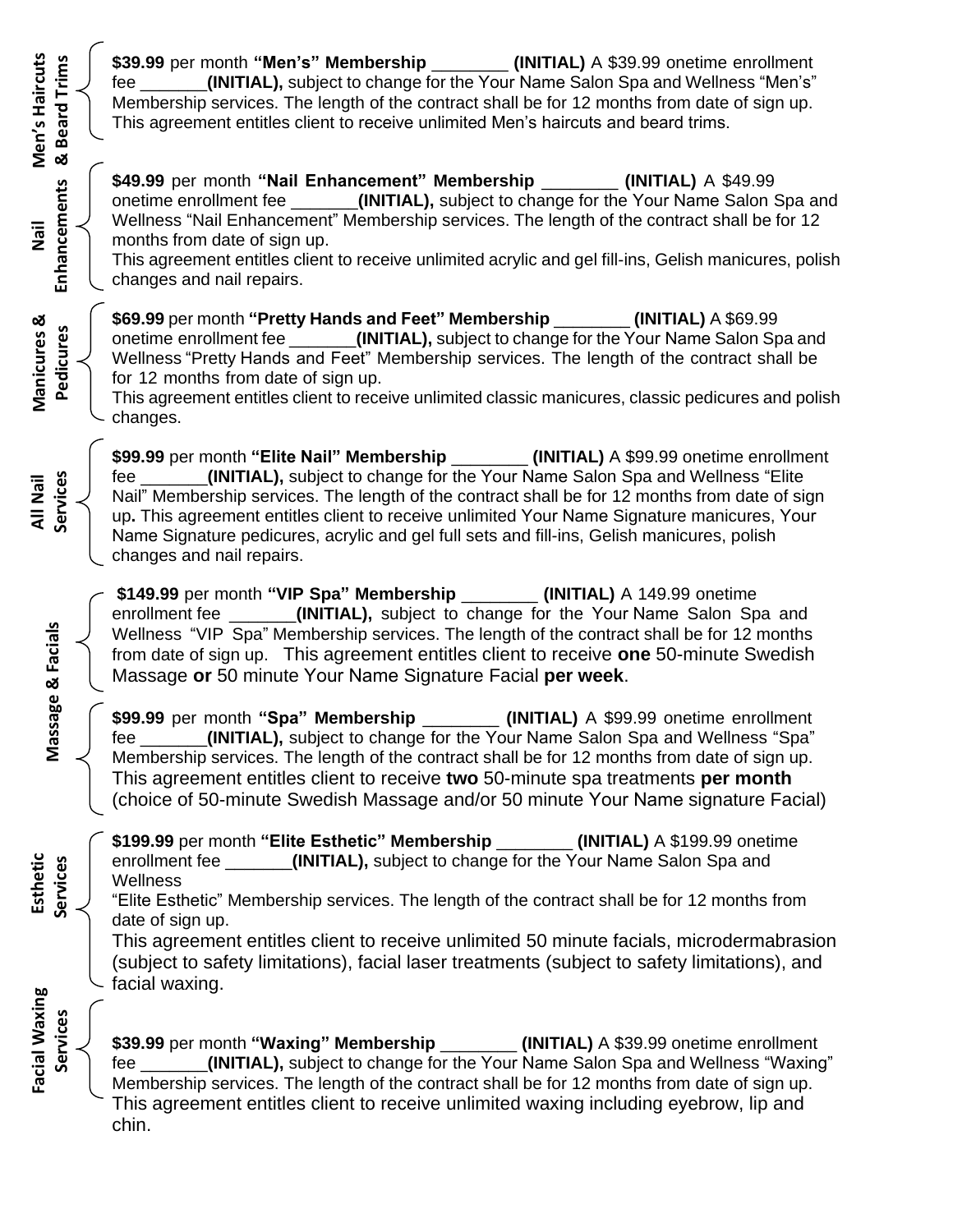**Men's Haircuts & Beard Trims**

**$39.99** per month **"Men's" Membership** ________ **(INITIAL)** A $39.99 onetime enrollment fee _______**(INITIAL),** subject to change for the Your Name Salon Spa and Wellness "Men's" Membership services. The length of the contract shall be for 12 months from date of sign up. This agreement entitles client to receive unlimited Men's haircuts and beard trims.

**Nail Enhancements**

**$49.99** per month **"Nail Enhancement" Membership** ________ **(INITIAL)** A $49.99 onetime enrollment fee _______**(INITIAL),** subject to change for the Your Name Salon Spa and Wellness "Nail Enhancement" Membership services. The length of the contract shall be for 12 months from date of sign up.
This agreement entitles client to receive unlimited acrylic and gel fill-ins, Gelish manicures, polish changes and nail repairs.

**Manicures & Pedicures**

**$69.99** per month **"Pretty Hands and Feet" Membership** ________ **(INITIAL)** A $69.99 onetime enrollment fee _______**(INITIAL),** subject to change for the Your Name Salon Spa and Wellness "Pretty Hands and Feet" Membership services. The length of the contract shall be for 12 months from date of sign up.
This agreement entitles client to receive unlimited classic manicures, classic pedicures and polish changes.

**All Nail Services**

**$99.99** per month **"Elite Nail" Membership** ________ **(INITIAL)** A $99.99 onetime enrollment fee _______**(INITIAL),** subject to change for the Your Name Salon Spa and Wellness "Elite Nail" Membership services. The length of the contract shall be for 12 months from date of sign up**.** This agreement entitles client to receive unlimited Your Name Signature manicures, Your Name Signature pedicures, acrylic and gel full sets and fill-ins, Gelish manicures, polish changes and nail repairs.

**Massage & Facials**

**$149.99** per month **"VIP Spa" Membership** ________ **(INITIAL)** A 149.99 onetime enrollment fee _______**(INITIAL),** subject to change for the Your Name Salon Spa and Wellness "VIP Spa" Membership services. The length of the contract shall be for 12 months from date of sign up. This agreement entitles client to receive **one** 50-minute Swedish Massage **or** 50 minute Your Name Signature Facial **per week**.

**$99.99** per month **"Spa" Membership** ________ **(INITIAL)** A $99.99 onetime enrollment fee _______**(INITIAL),** subject to change for the Your Name Salon Spa and Wellness "Spa" Membership services. The length of the contract shall be for 12 months from date of sign up. This agreement entitles client to receive **two** 50-minute spa treatments **per month** (choice of 50-minute Swedish Massage and/or 50 minute Your Name signature Facial)

**Esthetic Services**

**$199.99** per month **"Elite Esthetic" Membership** ________ **(INITIAL)** A $199.99 onetime enrollment fee _______**(INITIAL),** subject to change for the Your Name Salon Spa and Wellness
"Elite Esthetic" Membership services. The length of the contract shall be for 12 months from date of sign up.
This agreement entitles client to receive unlimited 50 minute facials, microdermabrasion (subject to safety limitations), facial laser treatments (subject to safety limitations), and facial waxing.

**Facial Waxing Services**

**$39.99** per month **"Waxing" Membership** ________ **(INITIAL)** A $39.99 onetime enrollment fee _______**(INITIAL),** subject to change for the Your Name Salon Spa and Wellness "Waxing" Membership services. The length of the contract shall be for 12 months from date of sign up. This agreement entitles client to receive unlimited waxing including eyebrow, lip and chin.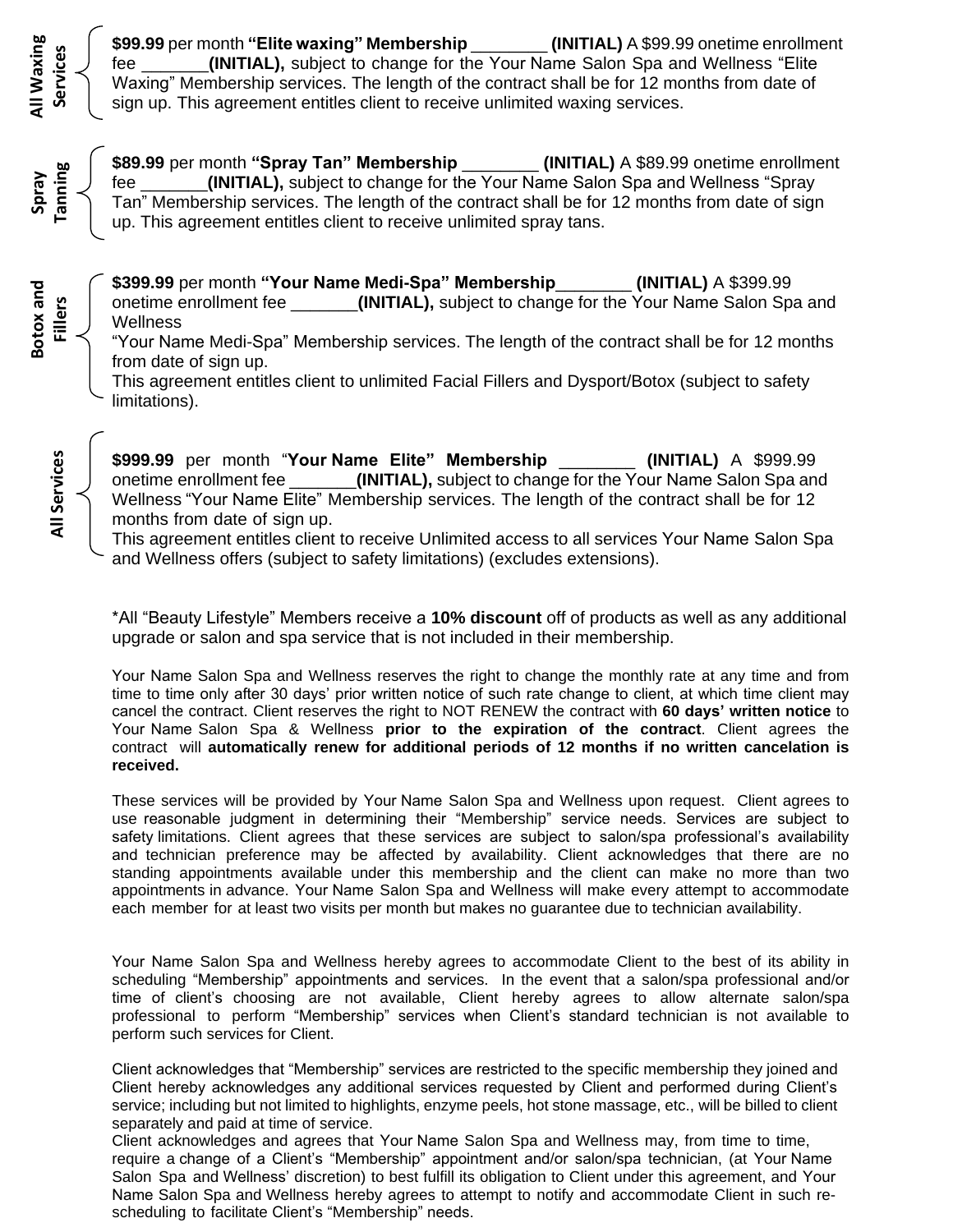**All Waxing Services**

**$99.99** per month **"Elite waxing" Membership** ________ **(INITIAL)** A $99.99 onetime enrollment fee _______**(INITIAL),** subject to change for the Your Name Salon Spa and Wellness "Elite Waxing" Membership services. The length of the contract shall be for 12 months from date of sign up. This agreement entitles client to receive unlimited waxing services.

**Spray Tanning**

**$89.99** per month **"Spray Tan" Membership** ________ **(INITIAL)** A $89.99 onetime enrollment fee _______**(INITIAL),** subject to change for the Your Name Salon Spa and Wellness "Spray Tan" Membership services. The length of the contract shall be for 12 months from date of sign up. This agreement entitles client to receive unlimited spray tans.

**Botox and Fillers**

**$399.99** per month **"Your Name Medi-Spa" Membership**________ **(INITIAL)** A $399.99 onetime enrollment fee _______**(INITIAL),** subject to change for the Your Name Salon Spa and Wellness
"Your Name Medi-Spa" Membership services. The length of the contract shall be for 12 months from date of sign up.
This agreement entitles client to unlimited Facial Fillers and Dysport/Botox (subject to safety limitations).

**All Services**

**$999.99** per month "**Your Name Elite" Membership** ________ **(INITIAL)** A $999.99 onetime enrollment fee _______**(INITIAL),** subject to change for the Your Name Salon Spa and Wellness "Your Name Elite" Membership services. The length of the contract shall be for 12 months from date of sign up.
This agreement entitles client to receive Unlimited access to all services Your Name Salon Spa and Wellness offers (subject to safety limitations) (excludes extensions).

*All "Beauty Lifestyle" Members receive a **10% discount** off of products as well as any additional upgrade or salon and spa service that is not included in their membership.

Your Name Salon Spa and Wellness reserves the right to change the monthly rate at any time and from time to time only after 30 days' prior written notice of such rate change to client, at which time client may cancel the contract. Client reserves the right to NOT RENEW the contract with **60 days' written notice** to Your Name Salon Spa & Wellness **prior to the expiration of the contract**. Client agrees the contract will **automatically renew for additional periods of 12 months if no written cancelation is received.**

These services will be provided by Your Name Salon Spa and Wellness upon request. Client agrees to use reasonable judgment in determining their "Membership" service needs. Services are subject to safety limitations. Client agrees that these services are subject to salon/spa professional's availability and technician preference may be affected by availability. Client acknowledges that there are no standing appointments available under this membership and the client can make no more than two appointments in advance. Your Name Salon Spa and Wellness will make every attempt to accommodate each member for at least two visits per month but makes no guarantee due to technician availability.

Your Name Salon Spa and Wellness hereby agrees to accommodate Client to the best of its ability in scheduling "Membership" appointments and services. In the event that a salon/spa professional and/or time of client's choosing are not available, Client hereby agrees to allow alternate salon/spa professional to perform "Membership" services when Client's standard technician is not available to perform such services for Client.

Client acknowledges that "Membership" services are restricted to the specific membership they joined and Client hereby acknowledges any additional services requested by Client and performed during Client's service; including but not limited to highlights, enzyme peels, hot stone massage, etc., will be billed to client separately and paid at time of service.
Client acknowledges and agrees that Your Name Salon Spa and Wellness may, from time to time, require a change of a Client's "Membership" appointment and/or salon/spa technician, (at Your Name Salon Spa and Wellness' discretion) to best fulfill its obligation to Client under this agreement, and Your Name Salon Spa and Wellness hereby agrees to attempt to notify and accommodate Client in such re-scheduling to facilitate Client's "Membership" needs.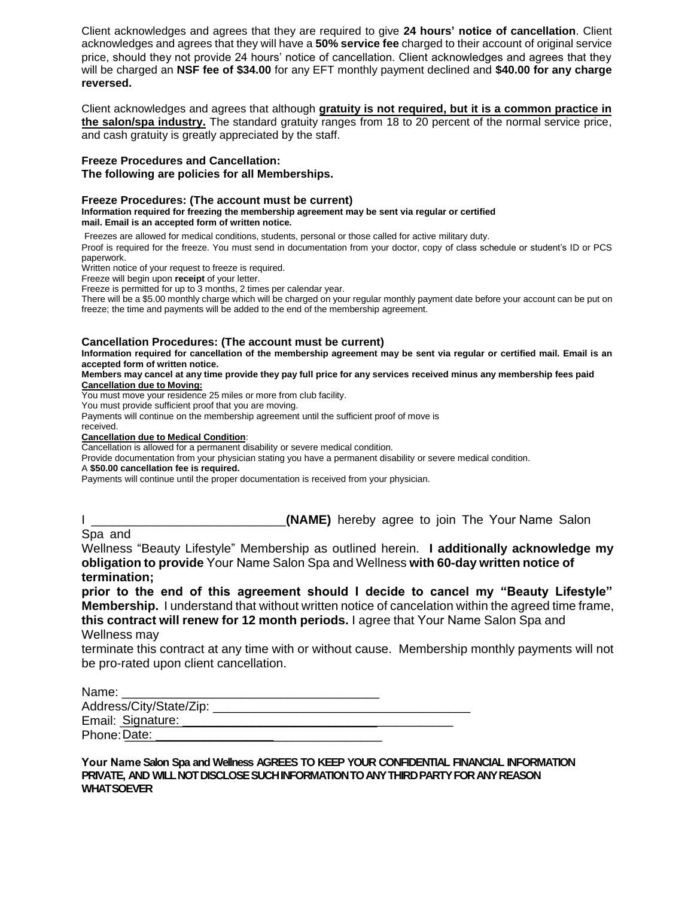Client acknowledges and agrees that they are required to give **24 hours' notice of cancellation**. Client acknowledges and agrees that they will have a **50% service fee** charged to their account of original service price, should they not provide 24 hours' notice of cancellation. Client acknowledges and agrees that they will be charged an **NSF fee of $34.00** for any EFT monthly payment declined and **$40.00 for any charge reversed.**

Client acknowledges and agrees that although **gratuity is not required, but it is a common practice in the salon/spa industry.** The standard gratuity ranges from 18 to 20 percent of the normal service price, and cash gratuity is greatly appreciated by the staff.

**Freeze Procedures and Cancellation:**
**The following are policies for all Memberships.**

**Freeze Procedures: (The account must be current)**
**Information required for freezing the membership agreement may be sent via regular or certified mail. Email is an accepted form of written notice.**

Freezes are allowed for medical conditions, students, personal or those called for active military duty.

Proof is required for the freeze. You must send in documentation from your doctor, copy of class schedule or student's ID or PCS paperwork.

Written notice of your request to freeze is required.

Freeze will begin upon **receipt** of your letter.

Freeze is permitted for up to 3 months, 2 times per calendar year.

There will be a $5.00 monthly charge which will be charged on your regular monthly payment date before your account can be put on freeze; the time and payments will be added to the end of the membership agreement.

**Cancellation Procedures: (The account must be current)**
**Information required for cancellation of the membership agreement may be sent via regular or certified mail. Email is an accepted form of written notice.**
**Members may cancel at any time provide they pay full price for any services received minus any membership fees paid**

**Cancellation due to Moving:**

You must move your residence 25 miles or more from club facility.

You must provide sufficient proof that you are moving.

Payments will continue on the membership agreement until the sufficient proof of move is received.

**Cancellation due to Medical Condition**:

Cancellation is allowed for a permanent disability or severe medical condition.

Provide documentation from your physician stating you have a permanent disability or severe medical condition.

A **$50.00 cancellation fee is required.**

Payments will continue until the proper documentation is received from your physician.

I ___________________________**(NAME)** hereby agree to join The Your Name Salon Spa and Wellness "Beauty Lifestyle" Membership as outlined herein. **I additionally acknowledge my obligation to provide** Your Name Salon Spa and Wellness **with 60-day written notice of termination; prior to the end of this agreement should I decide to cancel my "Beauty Lifestyle" Membership.** I understand that without written notice of cancelation within the agreed time frame, **this contract will renew for 12 month periods.** I agree that Your Name Salon Spa and Wellness may terminate this contract at any time with or without cause. Membership monthly payments will not be pro-rated upon client cancellation.

Name: ______________________________________

Address/City/State/Zip: ______________________________________

Email: Signature: ______________________________________

Phone: Date: ______________________________

**Your Name Salon Spa and Wellness AGREES TO KEEP YOUR CONFIDENTIAL FINANCIAL INFORMATION PRIVATE, AND WILL NOT DISCLOSE SUCH INFORMATION TO ANY THIRD PARTY FOR ANY REASON WHATSOEVER**